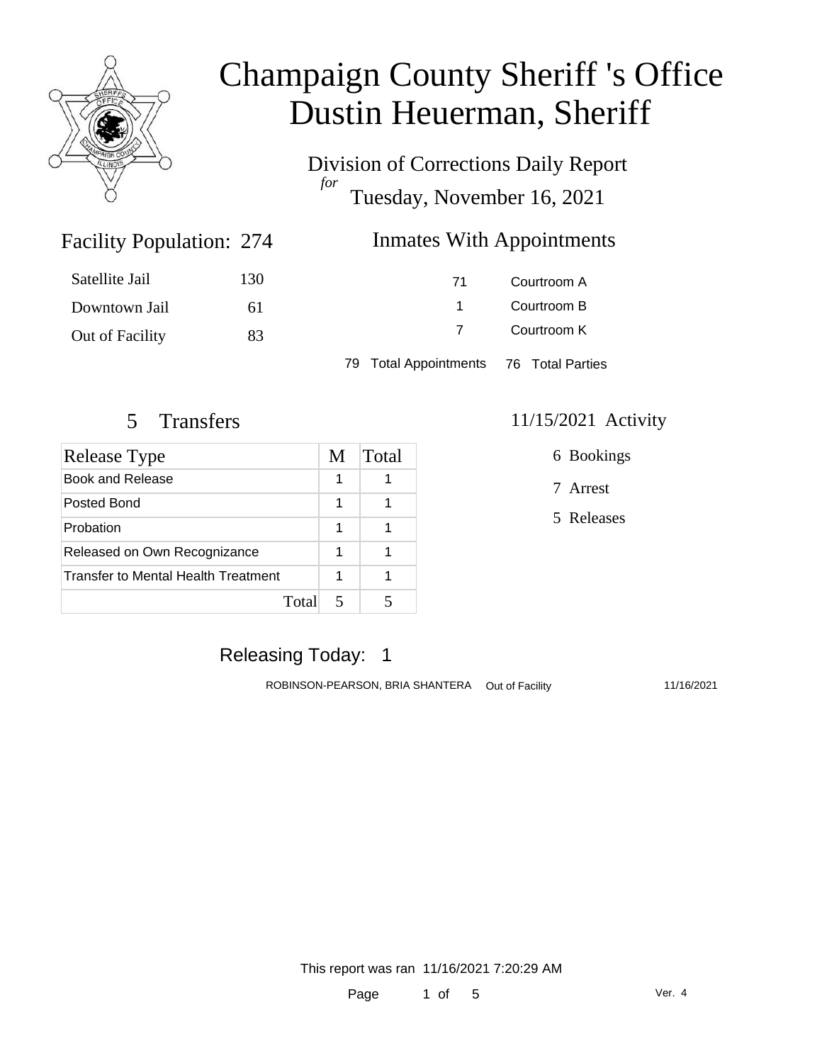# Champaign County Sheriff 's Office
# Dustin Heuerman, Sheriff

## Division of Corrections Daily Report
*for*
## Tuesday, November 16, 2021

### Facility Population: 274

| | |
|---|---|
| Satellite Jail | 130 |
| Downtown Jail | 61 |
| Out of Facility | 83 |

### Inmates With Appointments

| | |
|---|---|
| 71 | Courtroom A |
| 1 | Courtroom B |
| 7 | Courtroom K |

79 Total Appointments 76 Total Parties

### 5 Transfers

| Release Type | M | Total |
|---|---|---|
| Book and Release | 1 | 1 |
| Posted Bond | 1 | 1 |
| Probation | 1 | 1 |
| Released on Own Recognizance | 1 | 1 |
| Transfer to Mental Health Treatment | 1 | 1 |
| Total | 5 | 5 |

### 11/15/2021 Activity

6 Bookings

7 Arrest

5 Releases

### Releasing Today: 1

| | | |
|---|---|---|
| ROBINSON-PEARSON, BRIA SHANTERA | Out of Facility | 11/16/2021 |

This report was ran 11/16/2021 7:20:29 AM

Ver. 4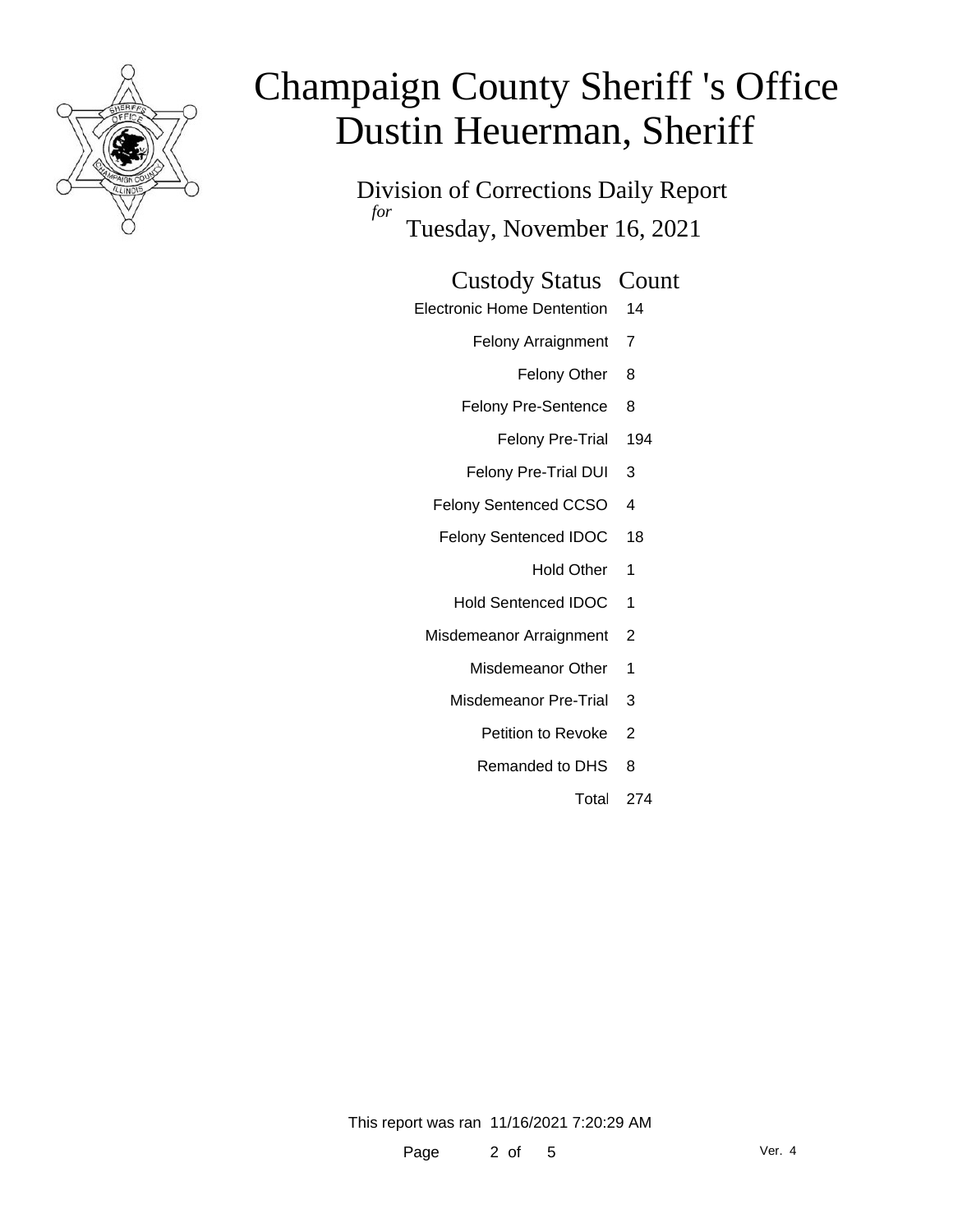# Champaign County Sheriff 's Office
# Dustin Heuerman, Sheriff

Division of Corrections Daily Report

*for* Tuesday, November 16, 2021

| Custody Status | Count |
|---|---|
| Electronic Home Dentention | 14 |
| Felony Arraignment | 7 |
| Felony Other | 8 |
| Felony Pre-Sentence | 8 |
| Felony Pre-Trial | 194 |
| Felony Pre-Trial DUI | 3 |
| Felony Sentenced CCSO | 4 |
| Felony Sentenced IDOC | 18 |
| Hold Other | 1 |
| Hold Sentenced IDOC | 1 |
| Misdemeanor Arraignment | 2 |
| Misdemeanor Other | 1 |
| Misdemeanor Pre-Trial | 3 |
| Petition to Revoke | 2 |
| Remanded to DHS | 8 |
| Total | 274 |

This report was ran 11/16/2021 7:20:29 AM

Ver. 4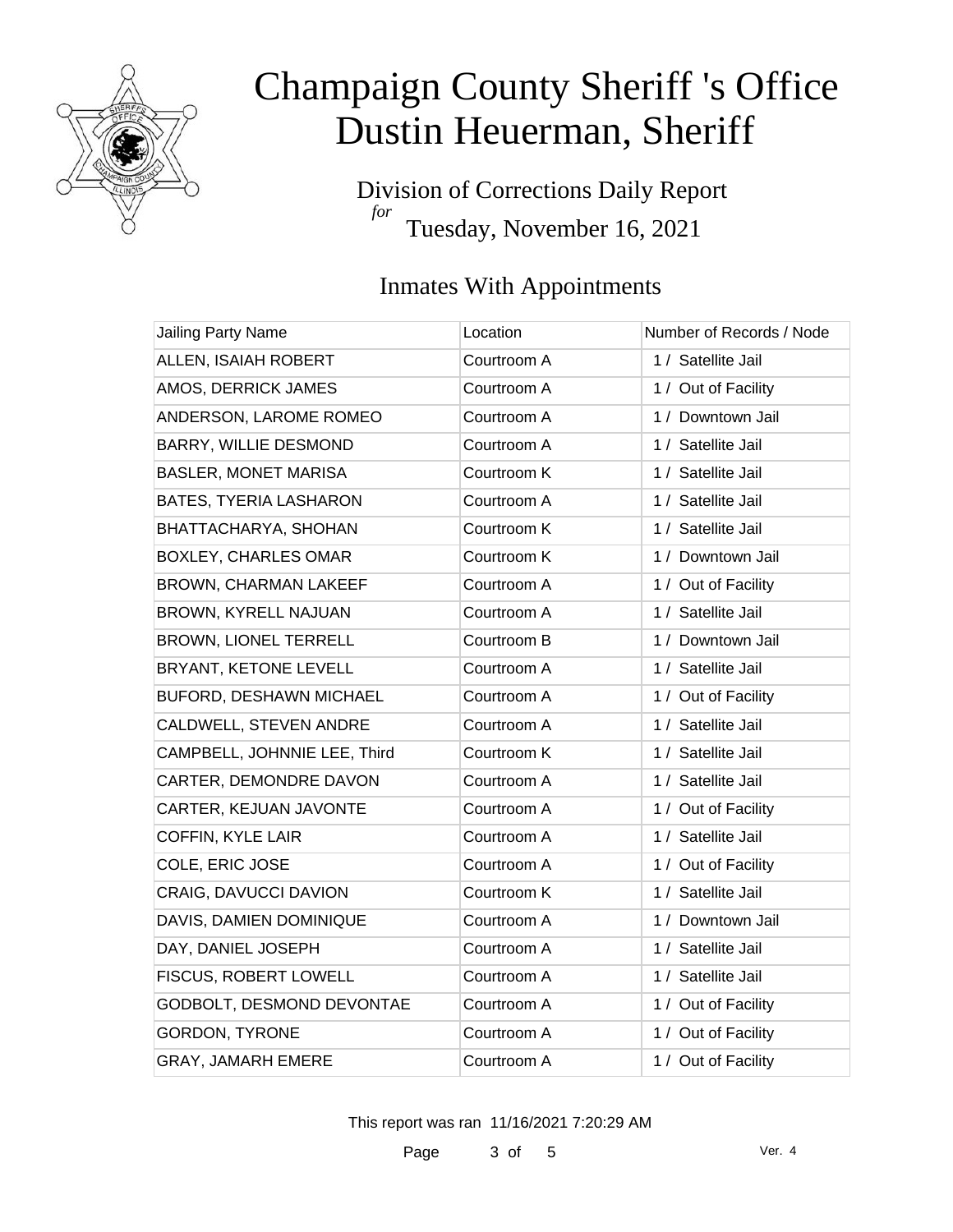# Champaign County Sheriff 's Office
# Dustin Heuerman, Sheriff

Division of Corrections Daily Report
*for*
Tuesday, November 16, 2021

## Inmates With Appointments

| Jailing Party Name | Location | Number of Records / Node |
|---|---|---|
| ALLEN, ISAIAH ROBERT | Courtroom A | 1 / Satellite Jail |
| AMOS, DERRICK JAMES | Courtroom A | 1 / Out of Facility |
| ANDERSON, LAROME ROMEO | Courtroom A | 1 / Downtown Jail |
| BARRY, WILLIE DESMOND | Courtroom A | 1 / Satellite Jail |
| BASLER, MONET MARISA | Courtroom K | 1 / Satellite Jail |
| BATES, TYERIA LASHARON | Courtroom A | 1 / Satellite Jail |
| BHATTACHARYA, SHOHAN | Courtroom K | 1 / Satellite Jail |
| BOXLEY, CHARLES OMAR | Courtroom K | 1 / Downtown Jail |
| BROWN, CHARMAN LAKEEF | Courtroom A | 1 / Out of Facility |
| BROWN, KYRELL NAJUAN | Courtroom A | 1 / Satellite Jail |
| BROWN, LIONEL TERRELL | Courtroom B | 1 / Downtown Jail |
| BRYANT, KETONE LEVELL | Courtroom A | 1 / Satellite Jail |
| BUFORD, DESHAWN MICHAEL | Courtroom A | 1 / Out of Facility |
| CALDWELL, STEVEN ANDRE | Courtroom A | 1 / Satellite Jail |
| CAMPBELL, JOHNNIE LEE, Third | Courtroom K | 1 / Satellite Jail |
| CARTER, DEMONDRE DAVON | Courtroom A | 1 / Satellite Jail |
| CARTER, KEJUAN JAVONTE | Courtroom A | 1 / Out of Facility |
| COFFIN, KYLE LAIR | Courtroom A | 1 / Satellite Jail |
| COLE, ERIC JOSE | Courtroom A | 1 / Out of Facility |
| CRAIG, DAVUCCI DAVION | Courtroom K | 1 / Satellite Jail |
| DAVIS, DAMIEN DOMINIQUE | Courtroom A | 1 / Downtown Jail |
| DAY, DANIEL JOSEPH | Courtroom A | 1 / Satellite Jail |
| FISCUS, ROBERT LOWELL | Courtroom A | 1 / Satellite Jail |
| GODBOLT, DESMOND DEVONTAE | Courtroom A | 1 / Out of Facility |
| GORDON, TYRONE | Courtroom A | 1 / Out of Facility |
| GRAY, JAMARH EMERE | Courtroom A | 1 / Out of Facility |

This report was ran 11/16/2021 7:20:29 AM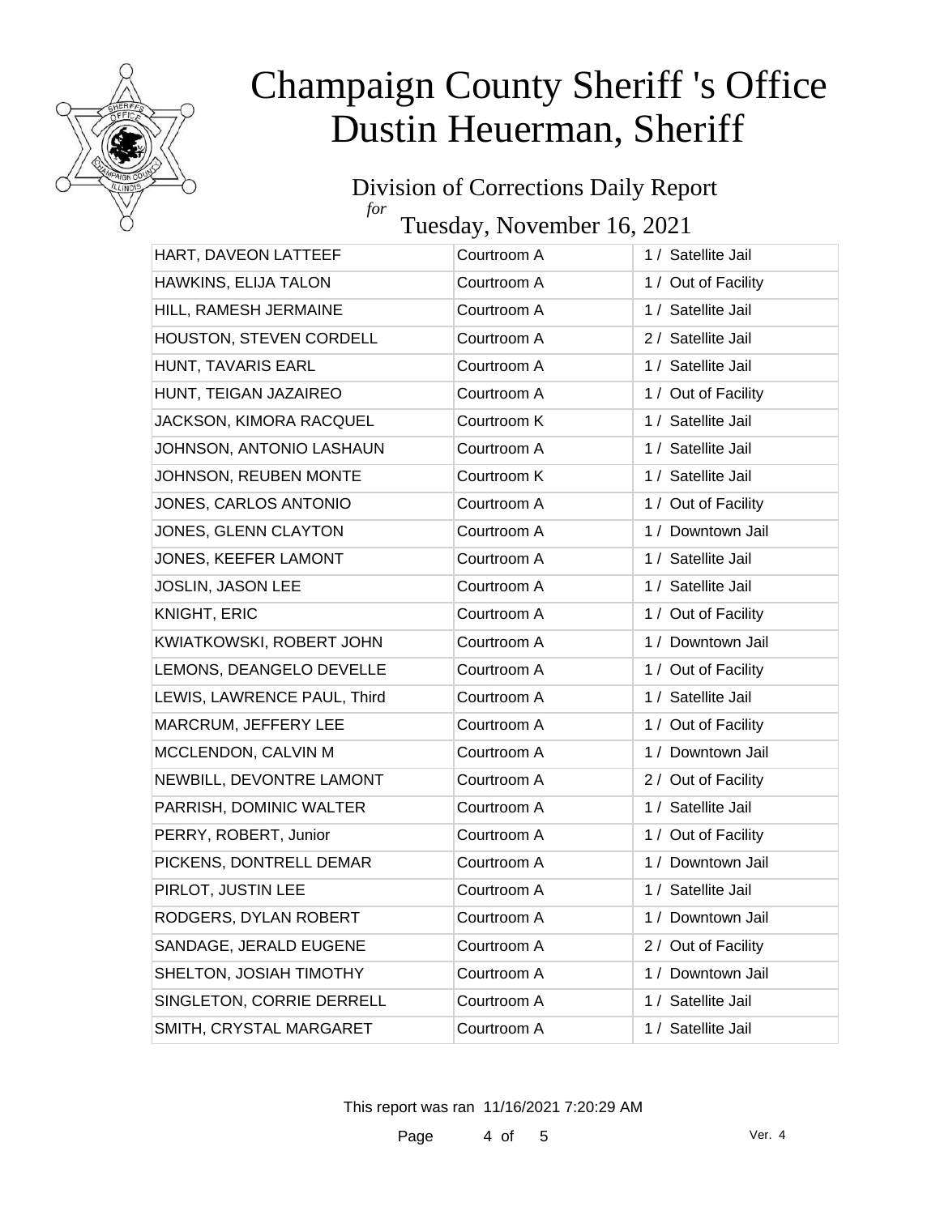# Champaign County Sheriff 's Office
# Dustin Heuerman, Sheriff

## Division of Corrections Daily Report
*for*
## Tuesday, November 16, 2021

| | | |
|---|---|---|
| HART, DAVEON LATTEEF | Courtroom A | 1 / Satellite Jail |
| HAWKINS, ELIJA TALON | Courtroom A | 1 / Out of Facility |
| HILL, RAMESH JERMAINE | Courtroom A | 1 / Satellite Jail |
| HOUSTON, STEVEN CORDELL | Courtroom A | 2 / Satellite Jail |
| HUNT, TAVARIS EARL | Courtroom A | 1 / Satellite Jail |
| HUNT, TEIGAN JAZAIREO | Courtroom A | 1 / Out of Facility |
| JACKSON, KIMORA RACQUEL | Courtroom K | 1 / Satellite Jail |
| JOHNSON, ANTONIO LASHAUN | Courtroom A | 1 / Satellite Jail |
| JOHNSON, REUBEN MONTE | Courtroom K | 1 / Satellite Jail |
| JONES, CARLOS ANTONIO | Courtroom A | 1 / Out of Facility |
| JONES, GLENN CLAYTON | Courtroom A | 1 / Downtown Jail |
| JONES, KEEFER LAMONT | Courtroom A | 1 / Satellite Jail |
| JOSLIN, JASON LEE | Courtroom A | 1 / Satellite Jail |
| KNIGHT, ERIC | Courtroom A | 1 / Out of Facility |
| KWIATKOWSKI, ROBERT JOHN | Courtroom A | 1 / Downtown Jail |
| LEMONS, DEANGELO DEVELLE | Courtroom A | 1 / Out of Facility |
| LEWIS, LAWRENCE PAUL, Third | Courtroom A | 1 / Satellite Jail |
| MARCRUM, JEFFERY LEE | Courtroom A | 1 / Out of Facility |
| MCCLENDON, CALVIN M | Courtroom A | 1 / Downtown Jail |
| NEWBILL, DEVONTRE LAMONT | Courtroom A | 2 / Out of Facility |
| PARRISH, DOMINIC WALTER | Courtroom A | 1 / Satellite Jail |
| PERRY, ROBERT, Junior | Courtroom A | 1 / Out of Facility |
| PICKENS, DONTRELL DEMAR | Courtroom A | 1 / Downtown Jail |
| PIRLOT, JUSTIN LEE | Courtroom A | 1 / Satellite Jail |
| RODGERS, DYLAN ROBERT | Courtroom A | 1 / Downtown Jail |
| SANDAGE, JERALD EUGENE | Courtroom A | 2 / Out of Facility |
| SHELTON, JOSIAH TIMOTHY | Courtroom A | 1 / Downtown Jail |
| SINGLETON, CORRIE DERRELL | Courtroom A | 1 / Satellite Jail |
| SMITH, CRYSTAL MARGARET | Courtroom A | 1 / Satellite Jail |

This report was ran 11/16/2021 7:20:29 AM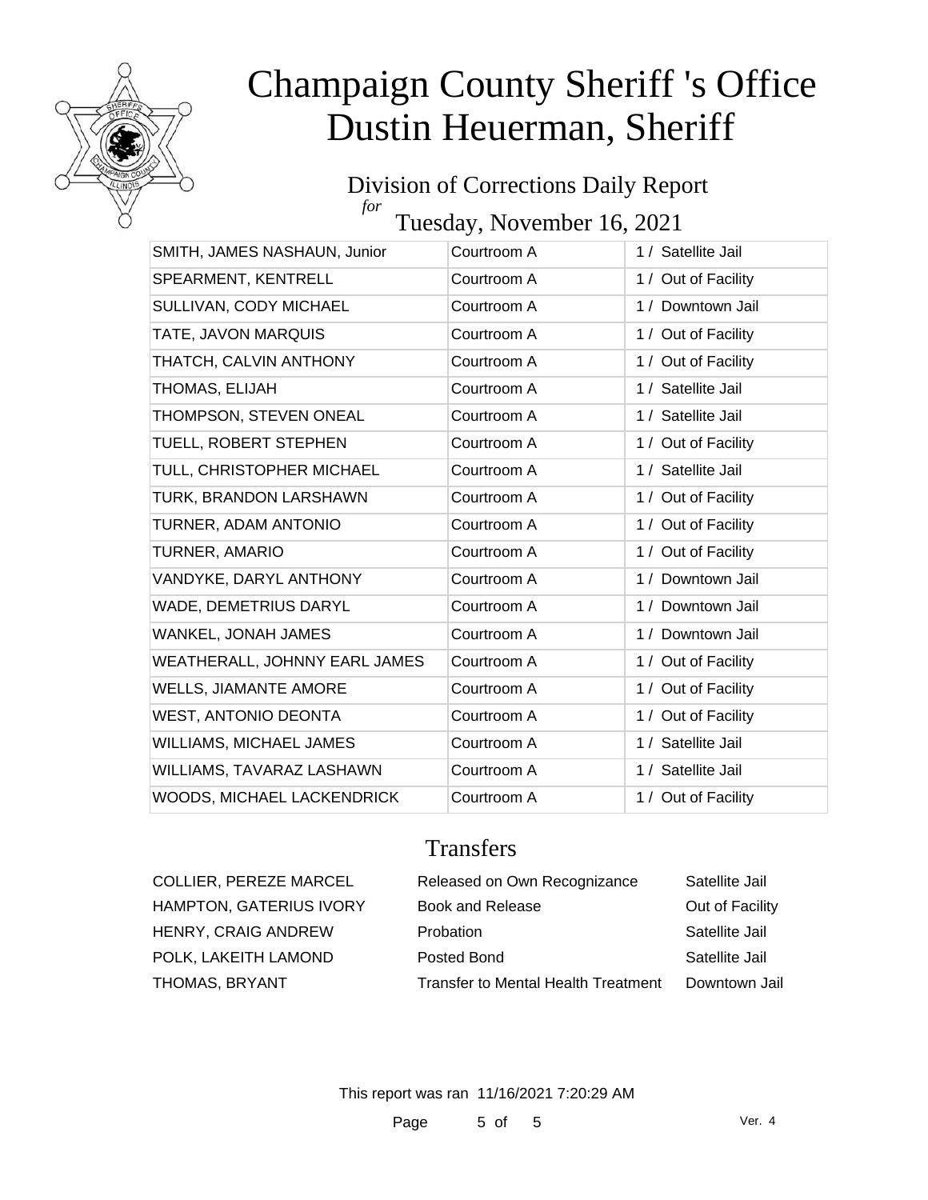# Champaign County Sheriff 's Office
# Dustin Heuerman, Sheriff

## Division of Corrections Daily Report

*for*

## Tuesday, November 16, 2021

| | | |
|---|---|---|
| SMITH, JAMES NASHAUN, Junior | Courtroom A | 1 / Satellite Jail |
| SPEARMENT, KENTRELL | Courtroom A | 1 / Out of Facility |
| SULLIVAN, CODY MICHAEL | Courtroom A | 1 / Downtown Jail |
| TATE, JAVON MARQUIS | Courtroom A | 1 / Out of Facility |
| THATCH, CALVIN ANTHONY | Courtroom A | 1 / Out of Facility |
| THOMAS, ELIJAH | Courtroom A | 1 / Satellite Jail |
| THOMPSON, STEVEN ONEAL | Courtroom A | 1 / Satellite Jail |
| TUELL, ROBERT STEPHEN | Courtroom A | 1 / Out of Facility |
| TULL, CHRISTOPHER MICHAEL | Courtroom A | 1 / Satellite Jail |
| TURK, BRANDON LARSHAWN | Courtroom A | 1 / Out of Facility |
| TURNER, ADAM ANTONIO | Courtroom A | 1 / Out of Facility |
| TURNER, AMARIO | Courtroom A | 1 / Out of Facility |
| VANDYKE, DARYL ANTHONY | Courtroom A | 1 / Downtown Jail |
| WADE, DEMETRIUS DARYL | Courtroom A | 1 / Downtown Jail |
| WANKEL, JONAH JAMES | Courtroom A | 1 / Downtown Jail |
| WEATHERALL, JOHNNY EARL JAMES | Courtroom A | 1 / Out of Facility |
| WELLS, JIAMANTE AMORE | Courtroom A | 1 / Out of Facility |
| WEST, ANTONIO DEONTA | Courtroom A | 1 / Out of Facility |
| WILLIAMS, MICHAEL JAMES | Courtroom A | 1 / Satellite Jail |
| WILLIAMS, TAVARAZ LASHAWN | Courtroom A | 1 / Satellite Jail |
| WOODS, MICHAEL LACKENDRICK | Courtroom A | 1 / Out of Facility |

## Transfers

| | | |
|---|---|---|
| COLLIER, PEREZE MARCEL | Released on Own Recognizance | Satellite Jail |
| HAMPTON, GATERIUS IVORY | Book and Release | Out of Facility |
| HENRY, CRAIG ANDREW | Probation | Satellite Jail |
| POLK, LAKEITH LAMOND | Posted Bond | Satellite Jail |
| THOMAS, BRYANT | Transfer to Mental Health Treatment | Downtown Jail |

This report was ran 11/16/2021 7:20:29 AM

Ver. 4